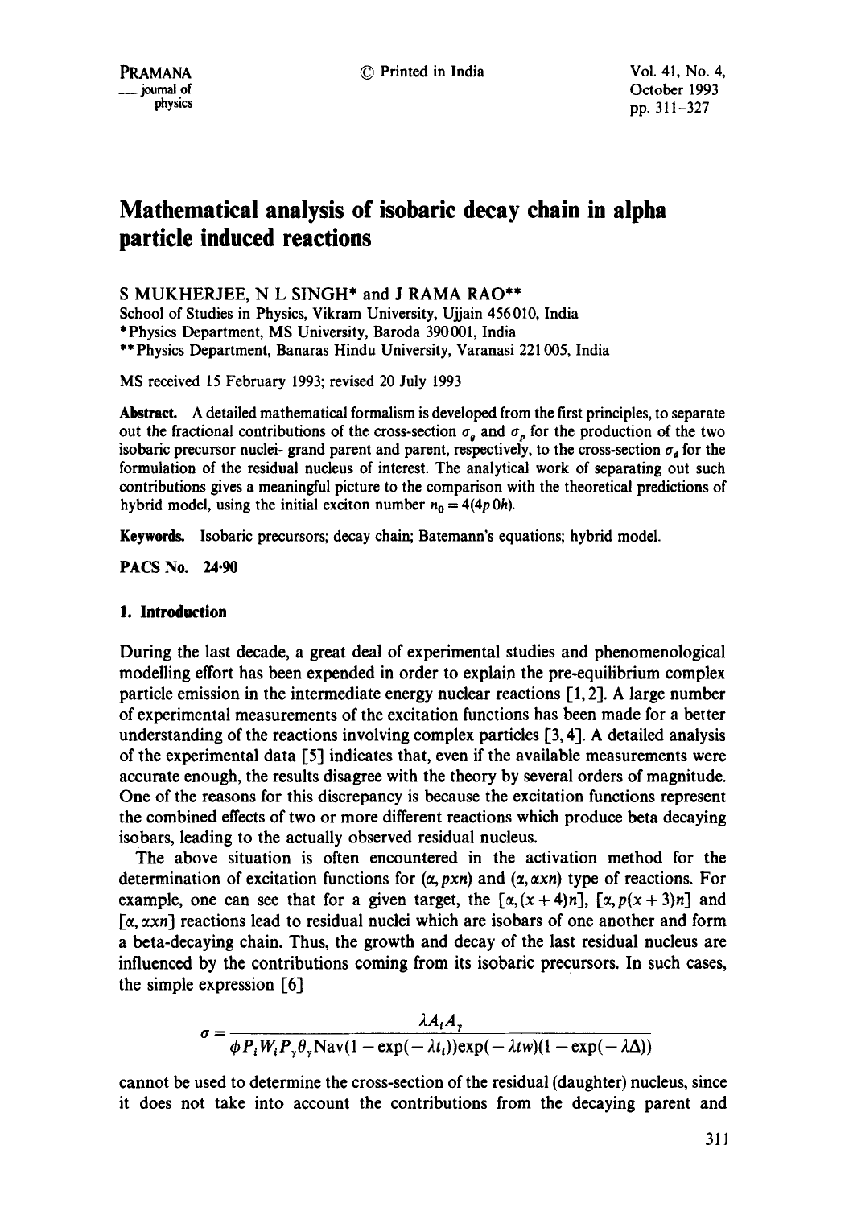# Mathematical analysis of isobaric decay chain in alpha particle induced reactions

S MUKHERJEE, N L SINGH* and J RAMA RAO**

School of Studies in Physics, Vikram University, Ujjain 456010, India
*Physics Department, MS University, Baroda 390001, India
**Physics Department, Banaras Hindu University, Varanasi 221005, India

MS received 15 February 1993; revised 20 July 1993

**Abstract.** A detailed mathematical formalism is developed from the first principles, to separate out the fractional contributions of the cross-section $\sigma_g$ and $\sigma_p$ for the production of the two isobaric precursor nuclei- grand parent and parent, respectively, to the cross-section $\sigma_d$ for the formulation of the residual nucleus of interest. The analytical work of separating out such contributions gives a meaningful picture to the comparison with the theoretical predictions of hybrid model, using the initial exciton number $n_0 = 4(4p\,0h)$.

**Keywords.** Isobaric precursors; decay chain; Batemann's equations; hybrid model.

**PACS No.** 24·90

## 1. Introduction

During the last decade, a great deal of experimental studies and phenomenological modelling effort has been expended in order to explain the pre-equilibrium complex particle emission in the intermediate energy nuclear reactions [1, 2]. A large number of experimental measurements of the excitation functions has been made for a better understanding of the reactions involving complex particles [3, 4]. A detailed analysis of the experimental data [5] indicates that, even if the available measurements were accurate enough, the results disagree with the theory by several orders of magnitude. One of the reasons for this discrepancy is because the excitation functions represent the combined effects of two or more different reactions which produce beta decaying isobars, leading to the actually observed residual nucleus.

The above situation is often encountered in the activation method for the determination of excitation functions for $(\alpha, pxn)$ and $(\alpha, \alpha xn)$ type of reactions. For example, one can see that for a given target, the $[\alpha, (x+4)n]$, $[\alpha, p(x+3)n]$ and $[\alpha, \alpha xn]$ reactions lead to residual nuclei which are isobars of one another and form a beta-decaying chain. Thus, the growth and decay of the last residual nucleus are influenced by the contributions coming from its isobaric precursors. In such cases, the simple expression [6]

$$\sigma = \frac{\lambda A_i A_\gamma}{\phi P_i W_i P_\gamma \theta_\gamma \text{Nav}(1 - \exp(-\lambda t_i))\exp(-\lambda t w)(1 - \exp(-\lambda \Delta))}$$

cannot be used to determine the cross-section of the residual (daughter) nucleus, since it does not take into account the contributions from the decaying parent and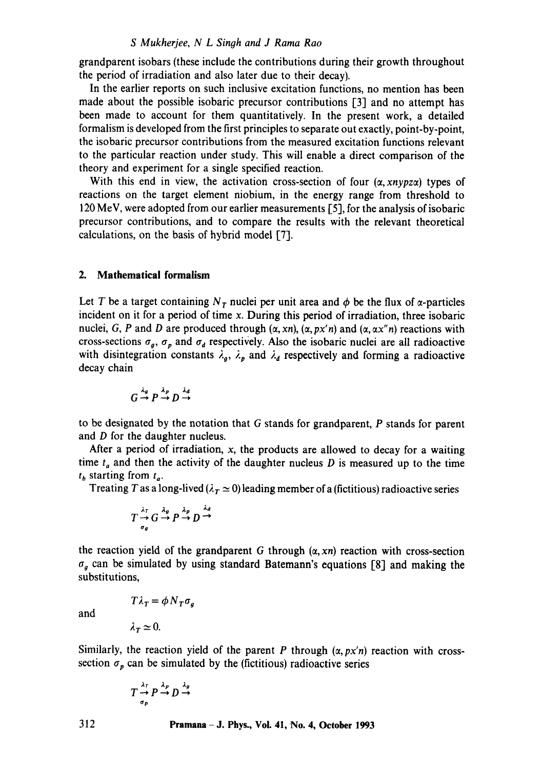grandparent isobars (these include the contributions during their growth throughout the period of irradiation and also later due to their decay).

In the earlier reports on such inclusive excitation functions, no mention has been made about the possible isobaric precursor contributions [3] and no attempt has been made to account for them quantitatively. In the present work, a detailed formalism is developed from the first principles to separate out exactly, point-by-point, the isobaric precursor contributions from the measured excitation functions relevant to the particular reaction under study. This will enable a direct comparison of the theory and experiment for a single specified reaction.

With this end in view, the activation cross-section of four $(\alpha, xnypz\alpha)$ types of reactions on the target element niobium, in the energy range from threshold to 120 MeV, were adopted from our earlier measurements [5], for the analysis of isobaric precursor contributions, and to compare the results with the relevant theoretical calculations, on the basis of hybrid model [7].

## 2. Mathematical formalism

Let $T$ be a target containing $N_T$ nuclei per unit area and $\phi$ be the flux of $\alpha$-particles incident on it for a period of time $x$. During this period of irradiation, three isobaric nuclei, $G$, $P$ and $D$ are produced through $(\alpha, xn)$, $(\alpha, px'n)$ and $(\alpha, \alpha x''n)$ reactions with cross-sections $\sigma_g$, $\sigma_p$ and $\sigma_d$ respectively. Also the isobaric nuclei are all radioactive with disintegration constants $\lambda_g$, $\lambda_p$ and $\lambda_d$ respectively and forming a radioactive decay chain

$$G \xrightarrow{\lambda_g} P \xrightarrow{\lambda_p} D \xrightarrow{\lambda_d}$$

to be designated by the notation that $G$ stands for grandparent, $P$ stands for parent and $D$ for the daughter nucleus.

After a period of irradiation, $x$, the products are allowed to decay for a waiting time $t_a$ and then the activity of the daughter nucleus $D$ is measured up to the time $t_b$ starting from $t_a$.

Treating $T$ as a long-lived ($\lambda_T \simeq 0$) leading member of a (fictitious) radioactive series

$$\underset{\sigma_g}{T} \xrightarrow{\lambda_T} G \xrightarrow{\lambda_g} P \xrightarrow{\lambda_p} D \xrightarrow{\lambda_d}$$

the reaction yield of the grandparent $G$ through $(\alpha, xn)$ reaction with cross-section $\sigma_g$ can be simulated by using standard Batemann's equations [8] and making the substitutions,

$$T\lambda_T = \phi N_T \sigma_g$$

and

$$\lambda_T \simeq 0.$$

Similarly, the reaction yield of the parent $P$ through $(\alpha, px'n)$ reaction with cross-section $\sigma_p$ can be simulated by the (fictitious) radioactive series

$$\underset{\sigma_p}{T} \xrightarrow{\lambda_T} P \xrightarrow{\lambda_p} D \xrightarrow{\lambda_g}$$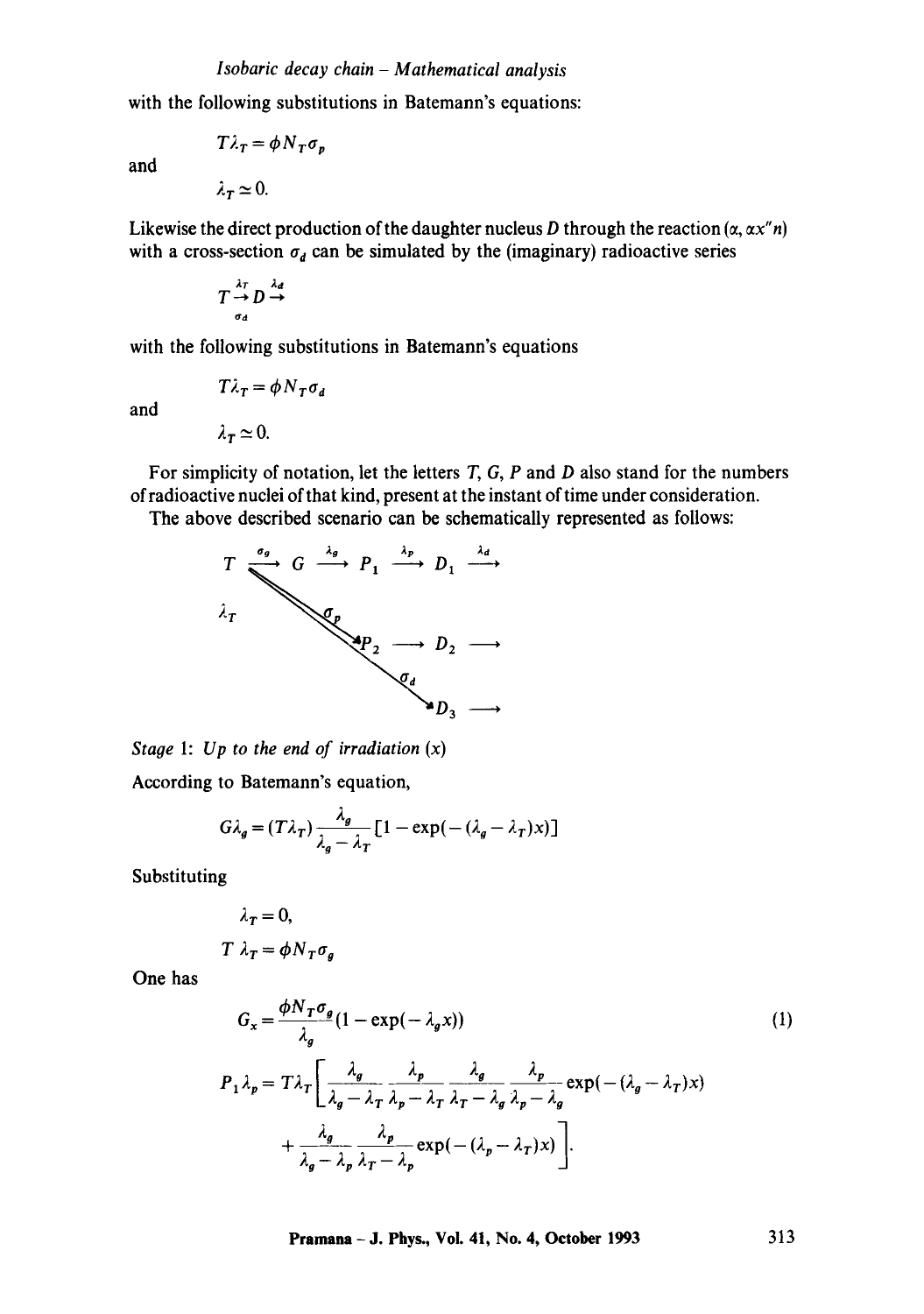with the following substitutions in Batemann's equations:

$$T\lambda_T = \phi N_T \sigma_p$$

and

$$\lambda_T \simeq 0.$$

Likewise the direct production of the daughter nucleus $D$ through the reaction $(\alpha, \alpha x''n)$ with a cross-section $\sigma_d$ can be simulated by the (imaginary) radioactive series

$$T \underset{\sigma_d}{\overset{\lambda_T}{\rightarrow}} D \overset{\lambda_d}{\rightarrow}$$

with the following substitutions in Batemann's equations

$$T\lambda_T = \phi N_T \sigma_d$$

and

$$\lambda_T \simeq 0.$$

For simplicity of notation, let the letters $T$, $G$, $P$ and $D$ also stand for the numbers of radioactive nuclei of that kind, present at the instant of time under consideration.

The above described scenario can be schematically represented as follows:

$$\begin{array}{l} T \xrightarrow{\sigma_g} G \xrightarrow{\lambda_g} P_1 \xrightarrow{\lambda_p} D_1 \xrightarrow{\lambda_d} \\ \lambda_T \quad \searrow^{\sigma_p} P_2 \longrightarrow D_2 \longrightarrow \\ \qquad\quad \searrow^{\sigma_d} D_3 \longrightarrow \end{array}$$

*Stage* 1: *Up to the end of irradiation* ($x$)

According to Batemann's equation,

$$G\lambda_g = (T\lambda_T)\frac{\lambda_g}{\lambda_g - \lambda_T}[1 - \exp(-(\lambda_g - \lambda_T)x)]$$

Substituting

$$\lambda_T = 0,$$

$$T\,\lambda_T = \phi N_T \sigma_g$$

One has

$$G_x = \frac{\phi N_T \sigma_g}{\lambda_g}(1 - \exp(-\lambda_g x)) \tag{1}$$

$$P_1\lambda_p = T\lambda_T\left[\frac{\lambda_g}{\lambda_g - \lambda_T}\frac{\lambda_p}{\lambda_p - \lambda_T} - \frac{\lambda_g}{\lambda_T - \lambda_g}\frac{\lambda_p}{\lambda_p - \lambda_g}\exp(-(\lambda_g - \lambda_T)x)\right.$$
$$\left. + \frac{\lambda_g}{\lambda_g - \lambda_p}\frac{\lambda_p}{\lambda_T - \lambda_p}\exp(-(\lambda_p - \lambda_T)x)\right].$$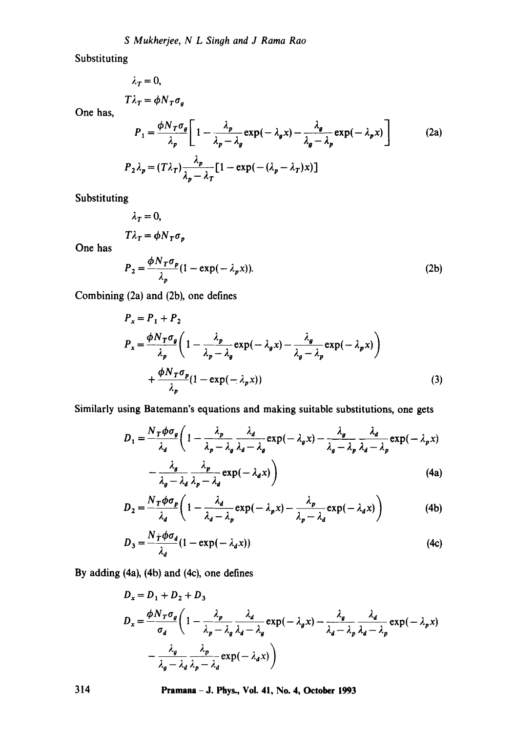Substituting

$$\lambda_T = 0,$$

$$T\lambda_T = \phi N_T \sigma_g$$

One has,

$$P_1 = \frac{\phi N_T \sigma_g}{\lambda_p}\left[1 - \frac{\lambda_p}{\lambda_p - \lambda_g}\exp(-\lambda_g x) - \frac{\lambda_g}{\lambda_g - \lambda_p}\exp(-\lambda_p x)\right] \tag{2a}$$

$$P_2 \lambda_p = (T\lambda_T)\frac{\lambda_p}{\lambda_p - \lambda_T}[1 - \exp(-(\lambda_p - \lambda_T)x)]$$

Substituting

$$\lambda_T = 0,$$

$$T\lambda_T = \phi N_T \sigma_p$$

One has

$$P_2 = \frac{\phi N_T \sigma_p}{\lambda_p}(1 - \exp(-\lambda_p x)). \tag{2b}$$

Combining (2a) and (2b), one defines

$$P_x = P_1 + P_2$$

$$P_x = \frac{\phi N_T \sigma_g}{\lambda_p}\left(1 - \frac{\lambda_p}{\lambda_p - \lambda_g}\exp(-\lambda_g x) - \frac{\lambda_g}{\lambda_g - \lambda_p}\exp(-\lambda_p x)\right) + \frac{\phi N_T \sigma_p}{\lambda_p}(1 - \exp(-\lambda_p x)) \tag{3}$$

Similarly using Batemann's equations and making suitable substitutions, one gets

$$D_1 = \frac{N_T \phi \sigma_g}{\lambda_d}\left(1 - \frac{\lambda_p}{\lambda_p - \lambda_g}\frac{\lambda_d}{\lambda_d - \lambda_g}\exp(-\lambda_g x) - \frac{\lambda_g}{\lambda_g - \lambda_p}\frac{\lambda_d}{\lambda_d - \lambda_p}\exp(-\lambda_p x) - \frac{\lambda_g}{\lambda_g - \lambda_d}\frac{\lambda_p}{\lambda_p - \lambda_d}\exp(-\lambda_d x)\right) \tag{4a}$$

$$D_2 = \frac{N_T \phi \sigma_p}{\lambda_d}\left(1 - \frac{\lambda_d}{\lambda_d - \lambda_p}\exp(-\lambda_p x) - \frac{\lambda_p}{\lambda_p - \lambda_d}\exp(-\lambda_d x)\right) \tag{4b}$$

$$D_3 = \frac{N_T \phi \sigma_d}{\lambda_d}(1 - \exp(-\lambda_d x)) \tag{4c}$$

By adding (4a), (4b) and (4c), one defines

$$D_x = D_1 + D_2 + D_3$$

$$D_x = \frac{\phi N_T \sigma_g}{\sigma_d}\left(1 - \frac{\lambda_p}{\lambda_p - \lambda_g}\frac{\lambda_d}{\lambda_d - \lambda_g}\exp(-\lambda_g x) - \frac{\lambda_g}{\lambda_d - \lambda_p}\frac{\lambda_d}{\lambda_d - \lambda_p}\exp(-\lambda_p x) - \frac{\lambda_g}{\lambda_g - \lambda_d}\frac{\lambda_p}{\lambda_p - \lambda_d}\exp(-\lambda_d x)\right)$$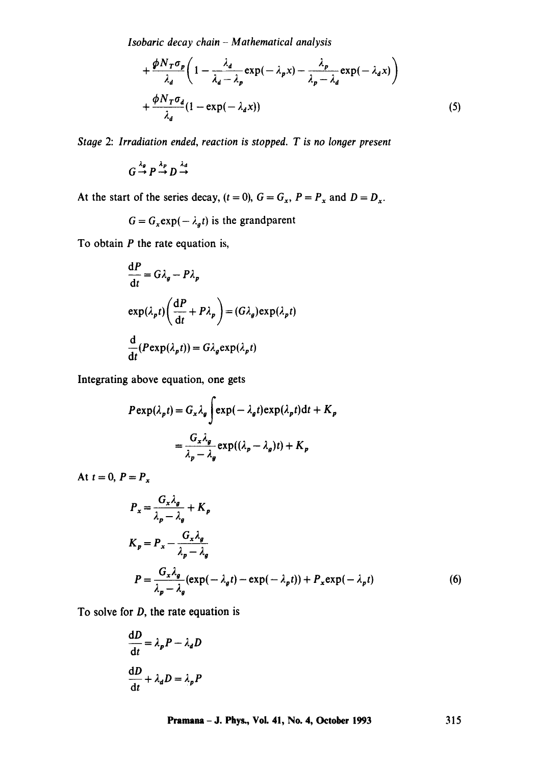$$+\frac{\phi N_T \sigma_p}{\lambda_d}\left(1-\frac{\lambda_d}{\lambda_d-\lambda_p}\exp(-\lambda_p x)-\frac{\lambda_p}{\lambda_p-\lambda_d}\exp(-\lambda_d x)\right)$$

$$+\frac{\phi N_T \sigma_d}{\lambda_d}(1-\exp(-\lambda_d x)) \tag{5}$$

*Stage 2: Irradiation ended, reaction is stopped. T is no longer present*

$$G\xrightarrow{\lambda_g}P\xrightarrow{\lambda_p}D\xrightarrow{\lambda_d}$$

At the start of the series decay, $(t=0)$, $G=G_x$, $P=P_x$ and $D=D_x$.

$$G=G_x\exp(-\lambda_g t) \text{ is the grandparent}$$

To obtain $P$ the rate equation is,

$$\frac{\mathrm{d}P}{\mathrm{d}t}=G\lambda_g-P\lambda_p$$

$$\exp(\lambda_p t)\left(\frac{\mathrm{d}P}{\mathrm{d}t}+P\lambda_p\right)=(G\lambda_g)\exp(\lambda_p t)$$

$$\frac{\mathrm{d}}{\mathrm{d}t}(P\exp(\lambda_p t))=G\lambda_g\exp(\lambda_p t)$$

Integrating above equation, one gets

$$P\exp(\lambda_p t)=G_x\lambda_g\int\exp(-\lambda_g t)\exp(\lambda_p t)\mathrm{d}t+K_p$$

$$=\frac{G_x\lambda_g}{\lambda_p-\lambda_g}\exp((\lambda_p-\lambda_g)t)+K_p$$

At $t=0$, $P=P_x$

$$P_x=\frac{G_x\lambda_g}{\lambda_p-\lambda_g}+K_p$$

$$K_p=P_x-\frac{G_x\lambda_g}{\lambda_p-\lambda_g}$$

$$P=\frac{G_x\lambda_g}{\lambda_p-\lambda_g}(\exp(-\lambda_g t)-\exp(-\lambda_p t))+P_x\exp(-\lambda_p t) \tag{6}$$

To solve for $D$, the rate equation is

$$\frac{\mathrm{d}D}{\mathrm{d}t}=\lambda_p P-\lambda_d D$$

$$\frac{\mathrm{d}D}{\mathrm{d}t}+\lambda_d D=\lambda_p P$$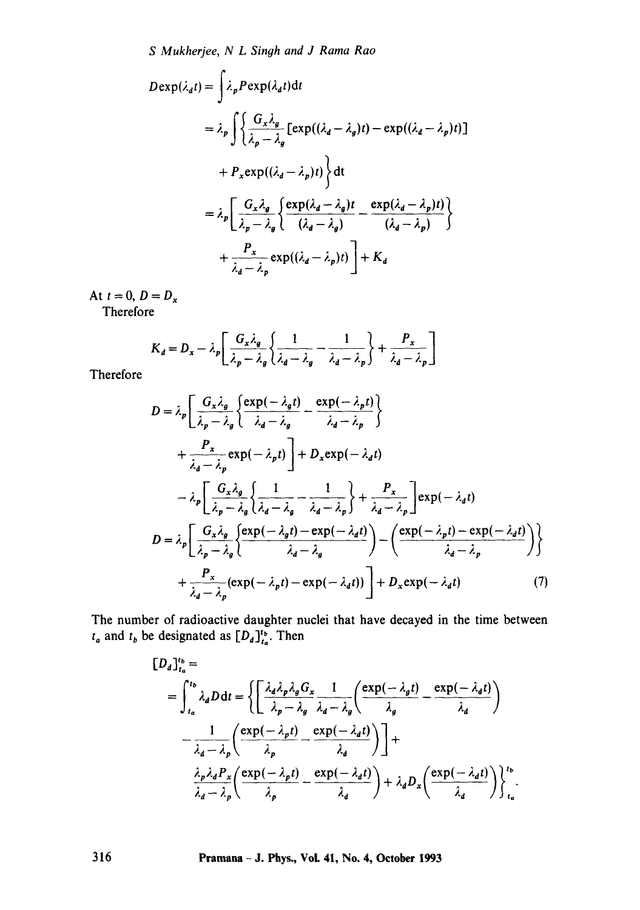$$D\exp(\lambda_d t) = \int \lambda_p P \exp(\lambda_d t)\mathrm{d}t$$

$$= \lambda_p \int \left\{ \frac{G_x \lambda_g}{\lambda_p - \lambda_g} [\exp((\lambda_d - \lambda_g)t) - \exp((\lambda_d - \lambda_p)t)] + P_x \exp((\lambda_d - \lambda_p)t) \right\} \mathrm{dt}$$

$$= \lambda_p \left[ \frac{G_x \lambda_g}{\lambda_p - \lambda_g} \left\{ \frac{\exp(\lambda_d - \lambda_g)t}{(\lambda_d - \lambda_g)} - \frac{\exp(\lambda_d - \lambda_p)t)}{(\lambda_d - \lambda_p)} \right\} + \frac{P_x}{\lambda_d - \lambda_p} \exp((\lambda_d - \lambda_p)t) \right] + K_d$$

At $t = 0$, $D = D_x$

Therefore

$$K_d = D_x - \lambda_p \left[ \frac{G_x \lambda_g}{\lambda_p - \lambda_g} \left\{ \frac{1}{\lambda_d - \lambda_g} - \frac{1}{\lambda_d - \lambda_p} \right\} + \frac{P_x}{\lambda_d - \lambda_p} \right]$$

Therefore

$$D = \lambda_p \left[ \frac{G_x \lambda_g}{\lambda_p - \lambda_g} \left\{ \frac{\exp(-\lambda_g t)}{\lambda_d - \lambda_g} - \frac{\exp(-\lambda_p t)}{\lambda_d - \lambda_p} \right\} + \frac{P_x}{\lambda_d - \lambda_p} \exp(-\lambda_p t) \right] + D_x \exp(-\lambda_d t)$$

$$- \lambda_p \left[ \frac{G_x \lambda_g}{\lambda_p - \lambda_g} \left\{ \frac{1}{\lambda_d - \lambda_g} - \frac{1}{\lambda_d - \lambda_p} \right\} + \frac{P_x}{\lambda_d - \lambda_p} \right] \exp(-\lambda_d t)$$

$$D = \lambda_p \left[ \frac{G_x \lambda_g}{\lambda_p - \lambda_g} \left\{ \left( \frac{\exp(-\lambda_g t) - \exp(-\lambda_d t)}{\lambda_d - \lambda_g} \right) - \left( \frac{\exp(-\lambda_p t) - \exp(-\lambda_d t)}{\lambda_d - \lambda_p} \right) \right\} + \frac{P_x}{\lambda_d - \lambda_p} (\exp(-\lambda_p t) - \exp(-\lambda_d t)) \right] + D_x \exp(-\lambda_d t) \tag{7}$$

The number of radioactive daughter nuclei that have decayed in the time between $t_a$ and $t_b$ be designated as $[D_d]_{ta}^{tb}$. Then

$$[D_d]_{ta}^{tb} = \int_{t_a}^{t_b} \lambda_d D \mathrm{d}t = \left\{ \left[ \frac{\lambda_d \lambda_p \lambda_g G_x}{\lambda_p - \lambda_g} \frac{1}{\lambda_d - \lambda_g} \left( \frac{\exp(-\lambda_g t)}{\lambda_g} - \frac{\exp(-\lambda_d t)}{\lambda_d} \right) - \frac{1}{\lambda_d - \lambda_p} \left( \frac{\exp(-\lambda_p t)}{\lambda_p} - \frac{\exp(-\lambda_d t)}{\lambda_d} \right) \right] + \frac{\lambda_p \lambda_d P_x}{\lambda_d - \lambda_p} \left( \frac{\exp(-\lambda_p t)}{\lambda_p} - \frac{\exp(-\lambda_d t)}{\lambda_d} \right) + \lambda_d D_x \left( \frac{\exp(-\lambda_d t)}{\lambda_d} \right) \right\}_{t_a}^{t_b}.$$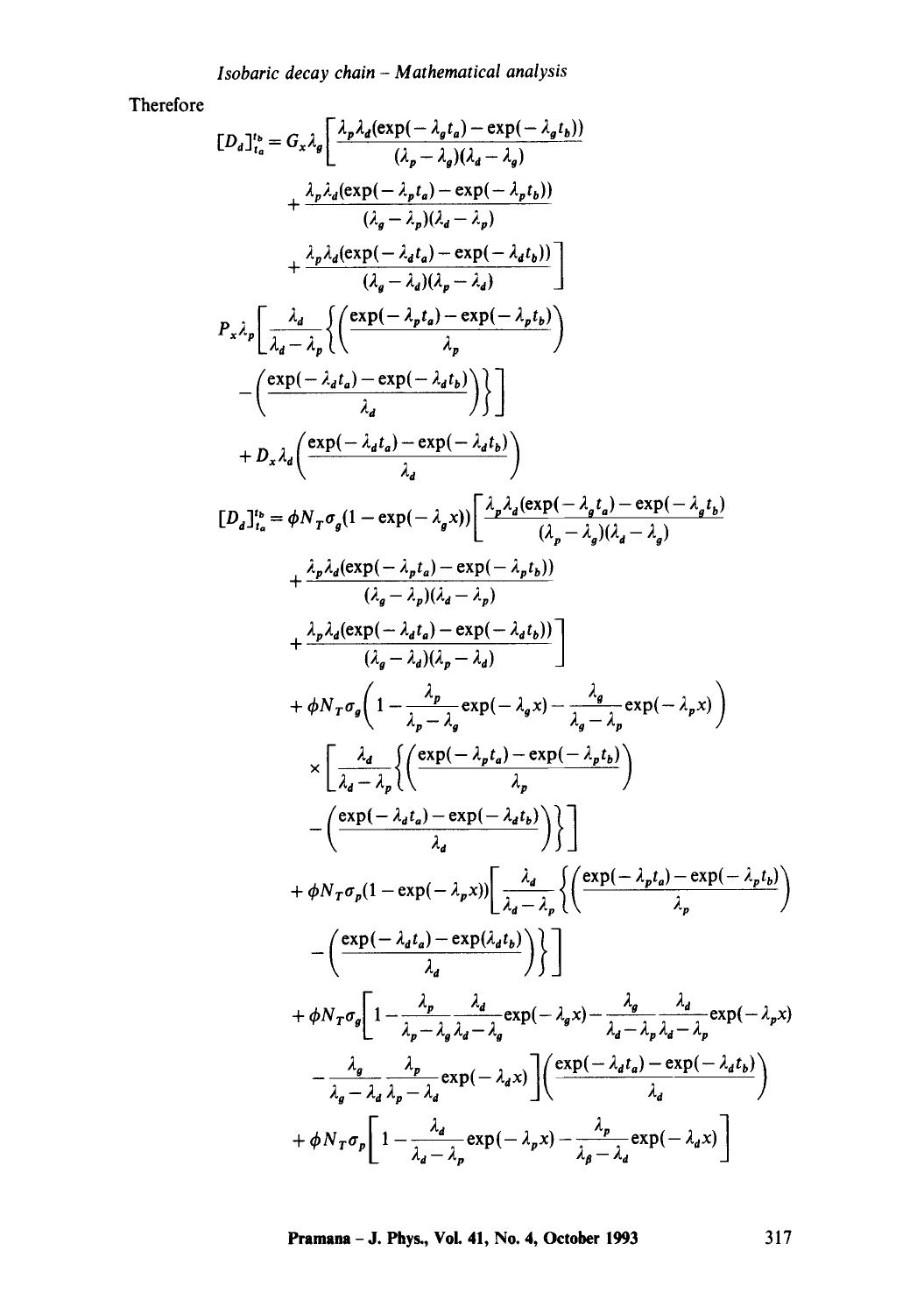Therefore

$$[D_d]_{t_a}^{t_b} = G_x \lambda_g \left[ \frac{\lambda_p \lambda_d (\exp(-\lambda_g t_a) - \exp(-\lambda_g t_b))}{(\lambda_p - \lambda_g)(\lambda_d - \lambda_g)} + \frac{\lambda_p \lambda_d (\exp(-\lambda_p t_a) - \exp(-\lambda_p t_b))}{(\lambda_g - \lambda_p)(\lambda_d - \lambda_p)} + \frac{\lambda_p \lambda_d (\exp(-\lambda_d t_a) - \exp(-\lambda_d t_b))}{(\lambda_g - \lambda_d)(\lambda_p - \lambda_d)} \right]$$

$$P_x \lambda_p \left[ \frac{\lambda_d}{\lambda_d - \lambda_p} \left\{ \left( \frac{\exp(-\lambda_p t_a) - \exp(-\lambda_p t_b)}{\lambda_p} \right) - \left( \frac{\exp(-\lambda_d t_a) - \exp(-\lambda_d t_b)}{\lambda_d} \right) \right\} \right] + D_x \lambda_d \left( \frac{\exp(-\lambda_d t_a) - \exp(-\lambda_d t_b)}{\lambda_d} \right)$$

$$\begin{aligned}
[D_d]_{t_a}^{t_b} = {} & \phi N_T \sigma_g (1 - \exp(-\lambda_g x)) \left[ \frac{\lambda_p \lambda_d (\exp(-\lambda_g t_a) - \exp(-\lambda_g t_b)}{(\lambda_p - \lambda_g)(\lambda_d - \lambda_g)} + \frac{\lambda_p \lambda_d (\exp(-\lambda_p t_a) - \exp(-\lambda_p t_b))}{(\lambda_g - \lambda_p)(\lambda_d - \lambda_p)} + \frac{\lambda_p \lambda_d (\exp(-\lambda_d t_a) - \exp(-\lambda_d t_b))}{(\lambda_g - \lambda_d)(\lambda_p - \lambda_d)} \right] \\
& + \phi N_T \sigma_g \left( 1 - \frac{\lambda_p}{\lambda_p - \lambda_g} \exp(-\lambda_g x) - \frac{\lambda_g}{\lambda_g - \lambda_p} \exp(-\lambda_p x) \right) \\
& \times \left[ \frac{\lambda_d}{\lambda_d - \lambda_p} \left\{ \left( \frac{\exp(-\lambda_p t_a) - \exp(-\lambda_p t_b)}{\lambda_p} \right) - \left( \frac{\exp(-\lambda_d t_a) - \exp(-\lambda_d t_b)}{\lambda_d} \right) \right\} \right] \\
& + \phi N_T \sigma_p (1 - \exp(-\lambda_p x)) \left[ \frac{\lambda_d}{\lambda_d - \lambda_p} \left\{ \left( \frac{\exp(-\lambda_p t_a) - \exp(-\lambda_p t_b)}{\lambda_p} \right) - \left( \frac{\exp(-\lambda_d t_a) - \exp(\lambda_d t_b)}{\lambda_d} \right) \right\} \right] \\
& + \phi N_T \sigma_g \left[ 1 - \frac{\lambda_p}{\lambda_p - \lambda_g} \frac{\lambda_d}{\lambda_d - \lambda_g} \exp(-\lambda_g x) - \frac{\lambda_g}{\lambda_d - \lambda_p} \frac{\lambda_d}{\lambda_d - \lambda_p} \exp(-\lambda_p x) - \frac{\lambda_g}{\lambda_g - \lambda_d} \frac{\lambda_p}{\lambda_p - \lambda_d} \exp(-\lambda_d x) \right] \left( \frac{\exp(-\lambda_d t_a) - \exp(-\lambda_d t_b)}{\lambda_d} \right) \\
& + \phi N_T \sigma_p \left[ 1 - \frac{\lambda_d}{\lambda_d - \lambda_p} \exp(-\lambda_p x) - \frac{\lambda_p}{\lambda_\beta - \lambda_d} \exp(-\lambda_d x) \right]
\end{aligned}$$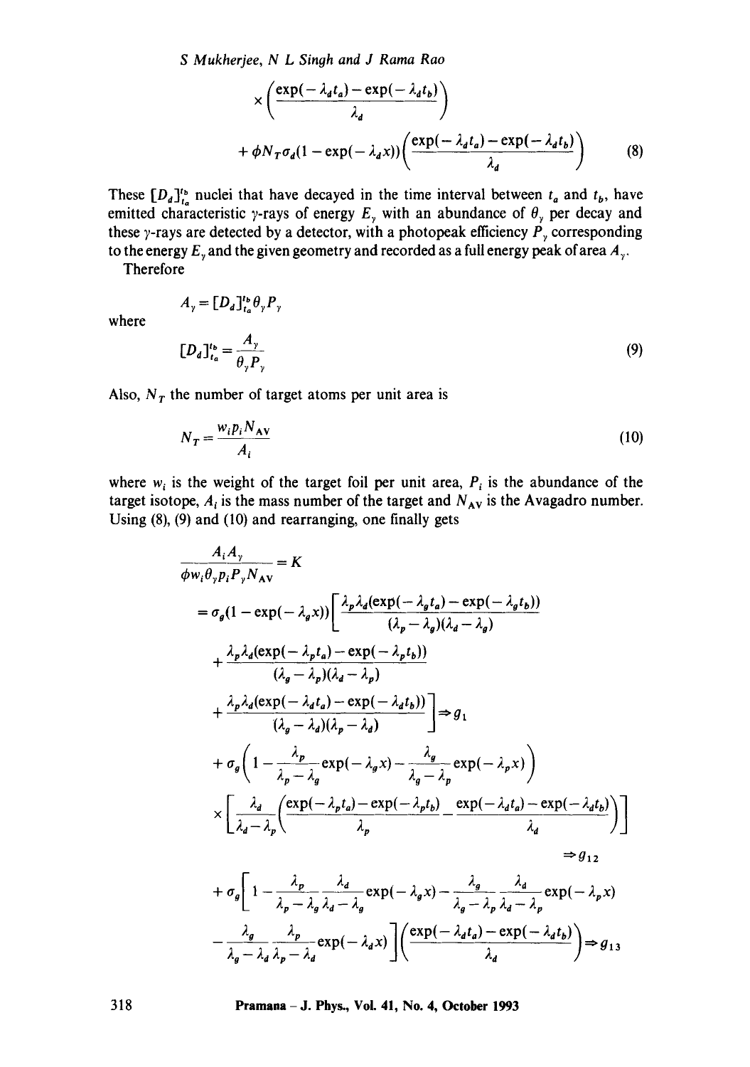$$\times \left( \frac{\exp(-\lambda_d t_a) - \exp(-\lambda_d t_b)}{\lambda_d} \right)$$

$$+ \phi N_T \sigma_d (1 - \exp(-\lambda_d x)) \left( \frac{\exp(-\lambda_d t_a) - \exp(-\lambda_d t_b)}{\lambda_d} \right) \tag{8}$$

These $[D_d]_{t_a}^{t_b}$ nuclei that have decayed in the time interval between $t_a$ and $t_b$, have emitted characteristic $\gamma$-rays of energy $E_\gamma$ with an abundance of $\theta_\gamma$ per decay and these $\gamma$-rays are detected by a detector, with a photopeak efficiency $P_\gamma$ corresponding to the energy $E_\gamma$ and the given geometry and recorded as a full energy peak of area $A_\gamma$.

Therefore

$$A_\gamma = [D_d]_{t_a}^{t_b} \theta_\gamma P_\gamma$$

where

$$[D_d]_{t_a}^{t_b} = \frac{A_\gamma}{\theta_\gamma P_\gamma} \tag{9}$$

Also, $N_T$ the number of target atoms per unit area is

$$N_T = \frac{w_i p_i N_{AV}}{A_i} \tag{10}$$

where $w_i$ is the weight of the target foil per unit area, $P_i$ is the abundance of the target isotope, $A_i$ is the mass number of the target and $N_{AV}$ is the Avagadro number. Using (8), (9) and (10) and rearranging, one finally gets

$$\frac{A_i A_\gamma}{\phi w_i \theta_\gamma p_i P_\gamma N_{AV}} = K$$

$$= \sigma_g (1 - \exp(-\lambda_g x)) \left[ \frac{\lambda_p \lambda_d (\exp(-\lambda_g t_a) - \exp(-\lambda_g t_b))}{(\lambda_p - \lambda_g)(\lambda_d - \lambda_g)} \right.$$

$$+ \frac{\lambda_p \lambda_d (\exp(-\lambda_p t_a) - \exp(-\lambda_p t_b))}{(\lambda_g - \lambda_p)(\lambda_d - \lambda_p)}$$

$$\left. + \frac{\lambda_p \lambda_d (\exp(-\lambda_d t_a) - \exp(-\lambda_d t_b))}{(\lambda_g - \lambda_d)(\lambda_p - \lambda_d)} \right] \Rightarrow g_1$$

$$+ \sigma_g \left( 1 - \frac{\lambda_p}{\lambda_p - \lambda_g} \exp(-\lambda_g x) - \frac{\lambda_g}{\lambda_g - \lambda_p} \exp(-\lambda_p x) \right)$$

$$\times \left[ \frac{\lambda_d}{\lambda_d - \lambda_p} \left( \frac{\exp(-\lambda_p t_a) - \exp(-\lambda_p t_b)}{\lambda_p} - \frac{\exp(-\lambda_d t_a) - \exp(-\lambda_d t_b)}{\lambda_d} \right) \right]$$

$$\Rightarrow g_{12}$$

$$+ \sigma_g \left[ 1 - \frac{\lambda_p}{\lambda_p - \lambda_g} \frac{\lambda_d}{\lambda_d - \lambda_g} \exp(-\lambda_g x) - \frac{\lambda_g}{\lambda_g - \lambda_p} \frac{\lambda_d}{\lambda_d - \lambda_p} \exp(-\lambda_p x) \right.$$

$$\left. - \frac{\lambda_g}{\lambda_g - \lambda_d} \frac{\lambda_p}{\lambda_p - \lambda_d} \exp(-\lambda_d x) \right] \left( \frac{\exp(-\lambda_d t_a) - \exp(-\lambda_d t_b)}{\lambda_d} \right) \Rightarrow g_{13}$$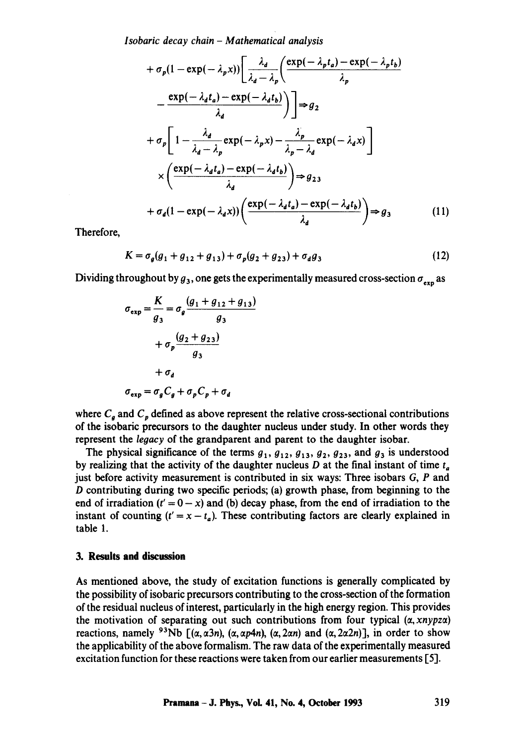$$+\sigma_p(1-\exp(-\lambda_p x))\left[\frac{\lambda_d}{\lambda_d-\lambda_p}\left(\frac{\exp(-\lambda_p t_a)-\exp(-\lambda_p t_b)}{\lambda_p}\right.\right.$$

$$\left.\left.-\frac{\exp(-\lambda_d t_a)-\exp(-\lambda_d t_b)}{\lambda_d}\right)\right]\Rightarrow g_2$$

$$+\sigma_p\left[1-\frac{\lambda_d}{\lambda_d-\lambda_p}\exp(-\lambda_p x)-\frac{\lambda_p}{\lambda_p-\lambda_d}\exp(-\lambda_d x)\right]$$

$$\times\left(\frac{\exp(-\lambda_d t_a)-\exp(-\lambda_d t_b)}{\lambda_d}\right)\Rightarrow g_{23}$$

$$+\sigma_d(1-\exp(-\lambda_d x))\left(\frac{\exp(-\lambda_d t_a)-\exp(-\lambda_d t_b)}{\lambda_d}\right)\Rightarrow g_3 \tag{11}$$

Therefore,

$$K=\sigma_g(g_1+g_{12}+g_{13})+\sigma_p(g_2+g_{23})+\sigma_d g_3 \tag{12}$$

Dividing throughout by $g_3$, one gets the experimentally measured cross-section $\sigma_{\exp}$ as

$$\sigma_{\exp}=\frac{K}{g_3}=\sigma_g\frac{(g_1+g_{12}+g_{13})}{g_3}$$

$$+\sigma_p\frac{(g_2+g_{23})}{g_3}$$

$$+\sigma_d$$

$$\sigma_{\exp}=\sigma_g C_g+\sigma_p C_p+\sigma_d$$

where $C_g$ and $C_p$ defined as above represent the relative cross-sectional contributions of the isobaric precursors to the daughter nucleus under study. In other words they represent the *legacy* of the grandparent and parent to the daughter isobar.

The physical significance of the terms $g_1$, $g_{12}$, $g_{13}$, $g_2$, $g_{23}$, and $g_3$ is understood by realizing that the activity of the daughter nucleus $D$ at the final instant of time $t_a$ just before activity measurement is contributed in six ways: Three isobars $G$, $P$ and $D$ contributing during two specific periods; (a) growth phase, from beginning to the end of irradiation ($t'=0-x$) and (b) decay phase, from the end of irradiation to the instant of counting ($t'=x-t_a$). These contributing factors are clearly explained in table 1.

## 3. Results and discussion

As mentioned above, the study of excitation functions is generally complicated by the possibility of isobaric precursors contributing to the cross-section of the formation of the residual nucleus of interest, particularly in the high energy region. This provides the motivation of separating out such contributions from four typical $(\alpha, xnypz\alpha)$ reactions, namely $^{93}$Nb [$(\alpha,\alpha 3n)$, $(\alpha,\alpha p4n)$, $(\alpha,2\alpha n)$ and $(\alpha,2\alpha 2n)$], in order to show the applicability of the above formalism. The raw data of the experimentally measured excitation function for these reactions were taken from our earlier measurements [5].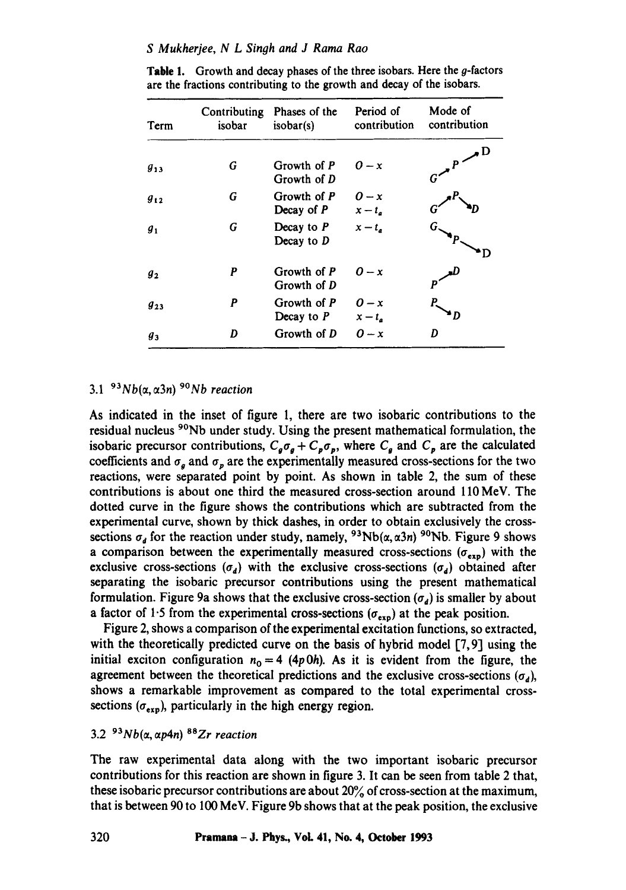**Table 1.** Growth and decay phases of the three isobars. Here the $g$-factors are the fractions contributing to the growth and decay of the isobars.

| Term | Contributing isobar | Phases of the isobar(s) | Period of contribution | Mode of contribution |
|---|---|---|---|---|
| $g_{13}$ | $G$ | Growth of $P$<br>Growth of $D$ | $0 - x$ | $G \nearrow P \nearrow D$ |
| $g_{12}$ | $G$ | Growth of $P$<br>Decay of $P$ | $0 - x$<br>$x - t_a$ | $G \nearrow P \searrow D$ |
| $g_1$ | $G$ | Decay to $P$<br>Decay to $D$ | $x - t_a$ | $G \searrow P \searrow D$ |
| $g_2$ | $P$ | Growth of $P$<br>Growth of $D$ | $0 - x$ | $P \nearrow D$ |
| $g_{23}$ | $P$ | Growth of $P$<br>Decay to $P$ | $0 - x$<br>$x - t_a$ | $P \searrow D$ |
| $g_3$ | $D$ | Growth of $D$ | $0 - x$ | $D$ |

### 3.1 $^{93}Nb(\alpha, \alpha 3n)$ $^{90}Nb$ reaction

As indicated in the inset of figure 1, there are two isobaric contributions to the residual nucleus $^{90}$Nb under study. Using the present mathematical formulation, the isobaric precursor contributions, $C_g\sigma_g + C_p\sigma_p$, where $C_g$ and $C_p$ are the calculated coefficients and $\sigma_g$ and $\sigma_p$ are the experimentally measured cross-sections for the two reactions, were separated point by point. As shown in table 2, the sum of these contributions is about one third the measured cross-section around 110 MeV. The dotted curve in the figure shows the contributions which are subtracted from the experimental curve, shown by thick dashes, in order to obtain exclusively the cross-sections $\sigma_d$ for the reaction under study, namely, $^{93}$Nb($\alpha, \alpha 3n$) $^{90}$Nb. Figure 9 shows a comparison between the experimentally measured cross-sections ($\sigma_{exp}$) with the exclusive cross-sections ($\sigma_d$) with the exclusive cross-sections ($\sigma_d$) obtained after separating the isobaric precursor contributions using the present mathematical formulation. Figure 9a shows that the exclusive cross-section ($\sigma_d$) is smaller by about a factor of 1·5 from the experimental cross-sections ($\sigma_{exp}$) at the peak position.

Figure 2, shows a comparison of the experimental excitation functions, so extracted, with the theoretically predicted curve on the basis of hybrid model [7, 9] using the initial exciton configuration $n_0 = 4$ ($4p\,0h$). As it is evident from the figure, the agreement between the theoretical predictions and the exclusive cross-sections ($\sigma_d$), shows a remarkable improvement as compared to the total experimental cross-sections ($\sigma_{exp}$), particularly in the high energy region.

### 3.2 $^{93}Nb(\alpha, \alpha p4n)$ $^{88}Zr$ reaction

The raw experimental data along with the two important isobaric precursor contributions for this reaction are shown in figure 3. It can be seen from table 2 that, these isobaric precursor contributions are about 20% of cross-section at the maximum, that is between 90 to 100 MeV. Figure 9b shows that at the peak position, the exclusive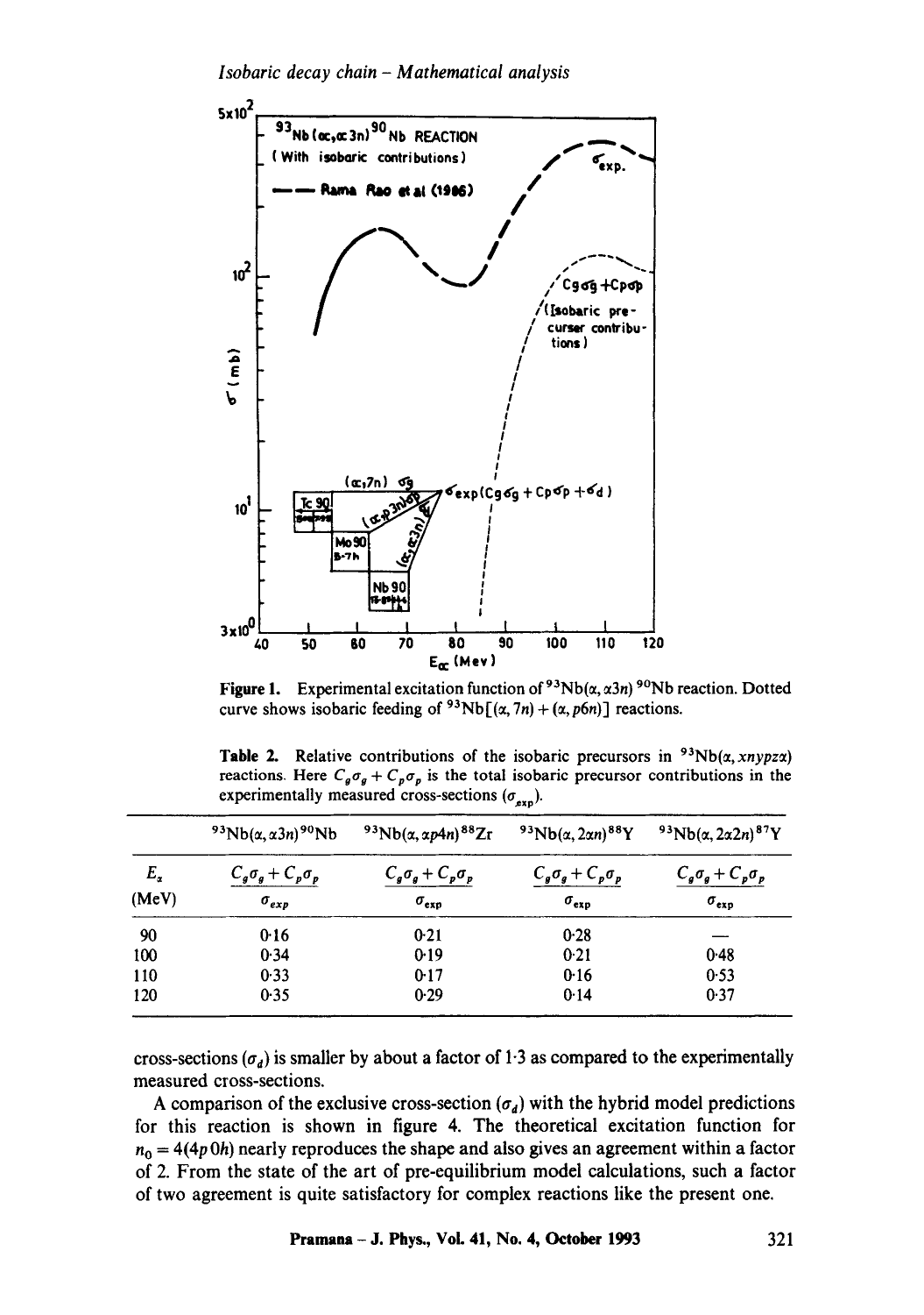Figure 1. Experimental excitation function of $^{93}Nb(\alpha, \alpha 3n)^{90}Nb$ reaction. Dotted curve shows isobaric feeding of $^{93}Nb[(\alpha, 7n) + (\alpha, p6n)]$ reactions.

Table 2. Relative contributions of the isobaric precursors in $^{93}Nb(\alpha, xnypz\alpha)$ reactions. Here $C_g\sigma_g + C_p\sigma_p$ is the total isobaric precursor contributions in the experimentally measured cross-sections ($\sigma_{exp}$).

| | $^{93}Nb(\alpha, \alpha 3n)^{90}Nb$ | $^{93}Nb(\alpha, \alpha p4n)^{88}Zr$ | $^{93}Nb(\alpha, 2\alpha n)^{88}Y$ | $^{93}Nb(\alpha, 2\alpha 2n)^{87}Y$ |
|---|---|---|---|---|
| $E_\alpha$ (MeV) | $\frac{C_g\sigma_g + C_p\sigma_p}{\sigma_{exp}}$ | $\frac{C_g\sigma_g + C_p\sigma_p}{\sigma_{exp}}$ | $\frac{C_g\sigma_g + C_p\sigma_p}{\sigma_{exp}}$ | $\frac{C_g\sigma_g + C_p\sigma_p}{\sigma_{exp}}$ |
| 90 | 0·16 | 0·21 | 0·28 | — |
| 100 | 0·34 | 0·19 | 0·21 | 0·48 |
| 110 | 0·33 | 0·17 | 0·16 | 0·53 |
| 120 | 0·35 | 0·29 | 0·14 | 0·37 |

cross-sections ($\sigma_d$) is smaller by about a factor of 1·3 as compared to the experimentally measured cross-sections.

A comparison of the exclusive cross-section ($\sigma_d$) with the hybrid model predictions for this reaction is shown in figure 4. The theoretical excitation function for $n_0 = 4(4p\,0h)$ nearly reproduces the shape and also gives an agreement within a factor of 2. From the state of the art of pre-equilibrium model calculations, such a factor of two agreement is quite satisfactory for complex reactions like the present one.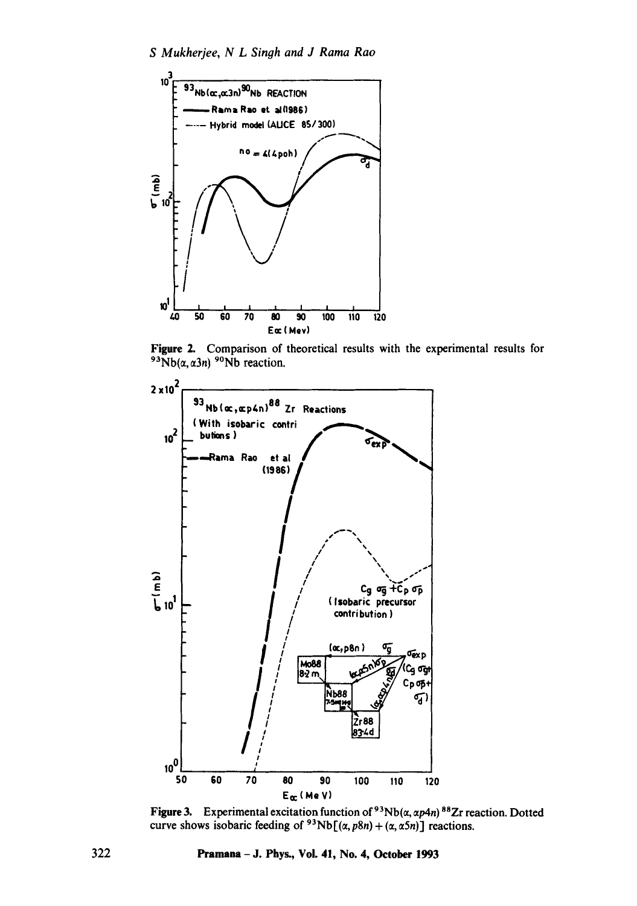Figure 2. Comparison of theoretical results with the experimental results for $^{93}Nb(\alpha, \alpha 3n)\ ^{90}Nb$ reaction.

Figure 3. Experimental excitation function of $^{93}Nb(\alpha, \alpha p4n)\ ^{88}Zr$ reaction. Dotted curve shows isobaric feeding of $^{93}Nb[(\alpha, p8n) + (\alpha, \alpha 5n)]$ reactions.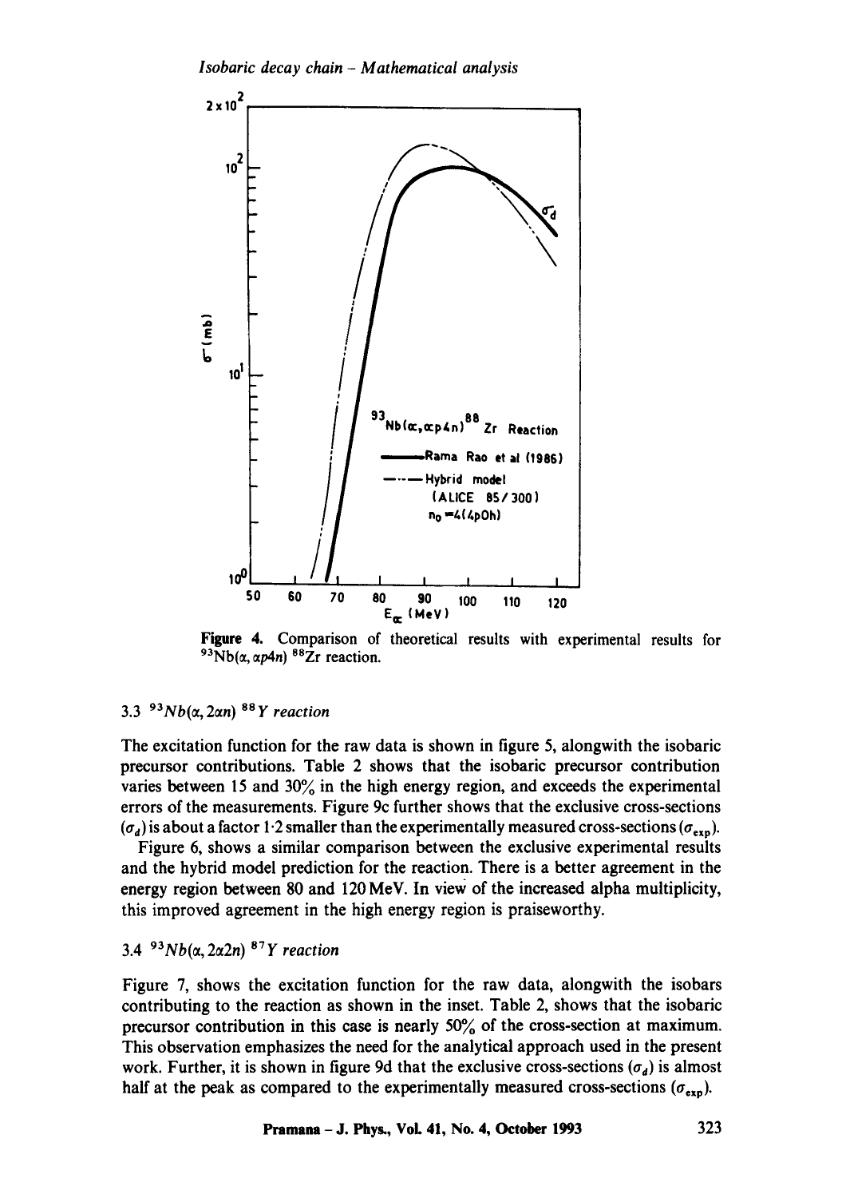Figure 4. Comparison of theoretical results with experimental results for $^{93}Nb(\alpha, \alpha p4n)\,^{88}Zr$ reaction.

### 3.3 $^{93}Nb(\alpha, 2\alpha n)\,^{88}Y$ reaction

The excitation function for the raw data is shown in figure 5, alongwith the isobaric precursor contributions. Table 2 shows that the isobaric precursor contribution varies between 15 and 30% in the high energy region, and exceeds the experimental errors of the measurements. Figure 9c further shows that the exclusive cross-sections ($\sigma_d$) is about a factor 1·2 smaller than the experimentally measured cross-sections ($\sigma_{exp}$).

Figure 6, shows a similar comparison between the exclusive experimental results and the hybrid model prediction for the reaction. There is a better agreement in the energy region between 80 and 120 MeV. In view of the increased alpha multiplicity, this improved agreement in the high energy region is praiseworthy.

### 3.4 $^{93}Nb(\alpha, 2\alpha 2n)\,^{87}Y$ reaction

Figure 7, shows the excitation function for the raw data, alongwith the isobars contributing to the reaction as shown in the inset. Table 2, shows that the isobaric precursor contribution in this case is nearly 50% of the cross-section at maximum. This observation emphasizes the need for the analytical approach used in the present work. Further, it is shown in figure 9d that the exclusive cross-sections ($\sigma_d$) is almost half at the peak as compared to the experimentally measured cross-sections ($\sigma_{exp}$).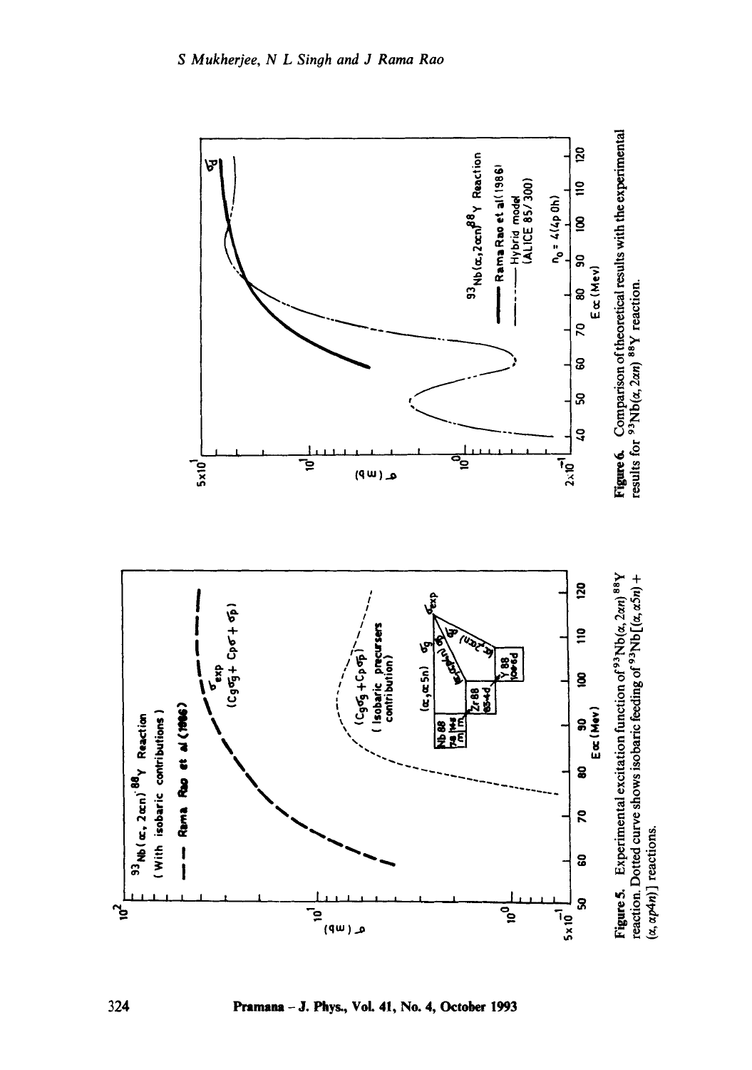**Figure 5.** Experimental excitation function of $^{93}Nb(\alpha, 2\alpha n)\,^{88}Y$ reaction. Dotted curve shows isobaric feeding of $^{93}Nb[(\alpha, \alpha 5n) + (\alpha, \alpha p4n)]$ reactions.

**Figure 6.** Comparison of theoretical results with the experimental results for $^{93}Nb(\alpha, 2\alpha n)\,^{88}Y$ reaction.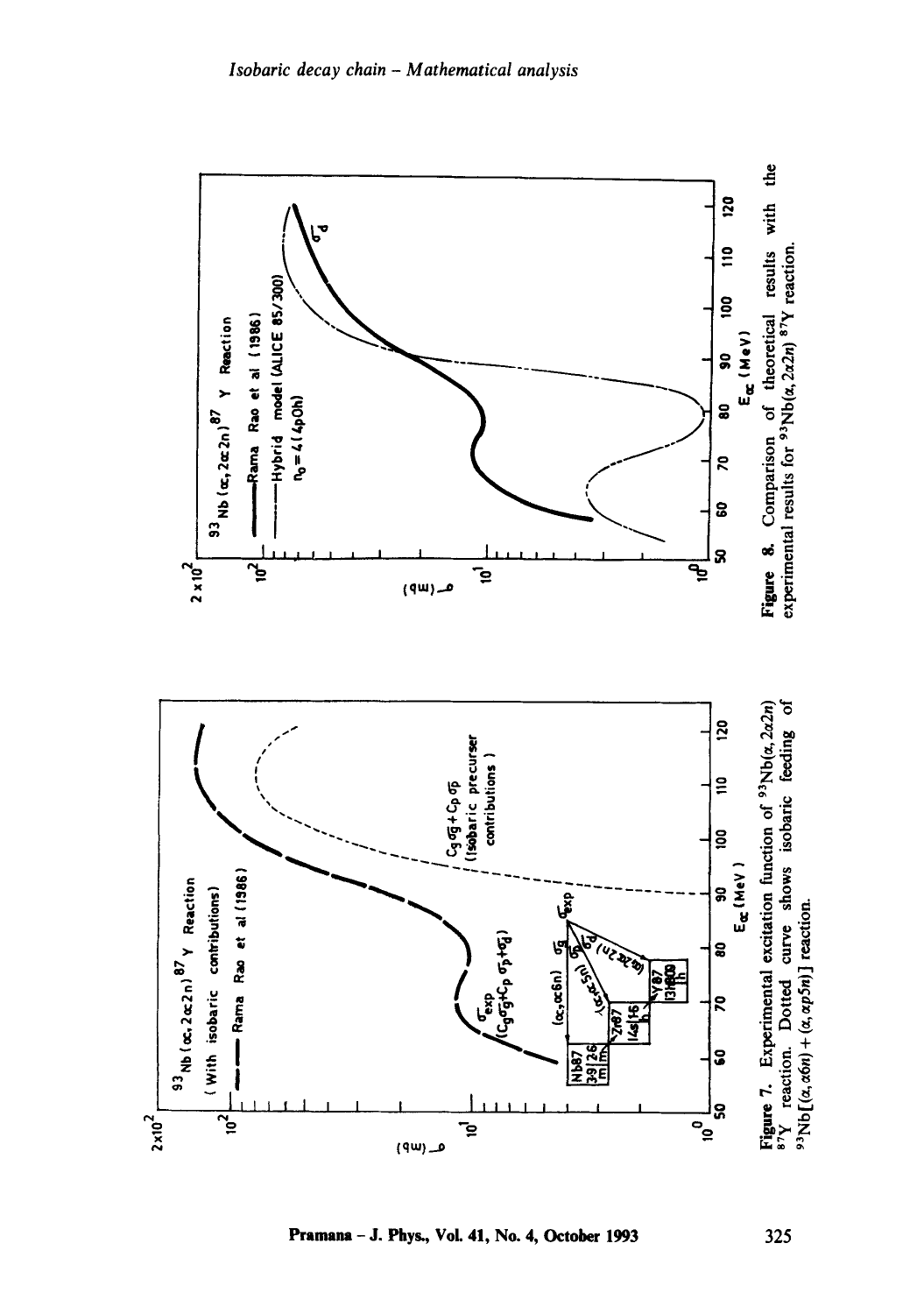**Figure 7.** Experimental excitation function of $^{93}Nb(\alpha, 2\alpha 2n)$ $^{87}Y$ reaction. Dotted curve shows isobaric feeding of $^{93}Nb[(\alpha, \alpha 6n) + (\alpha, \alpha p5n)]$ reaction.

**Figure 8.** Comparison of theoretical results with the experimental results for $^{93}Nb(\alpha, 2\alpha 2n)$ $^{87}Y$ reaction.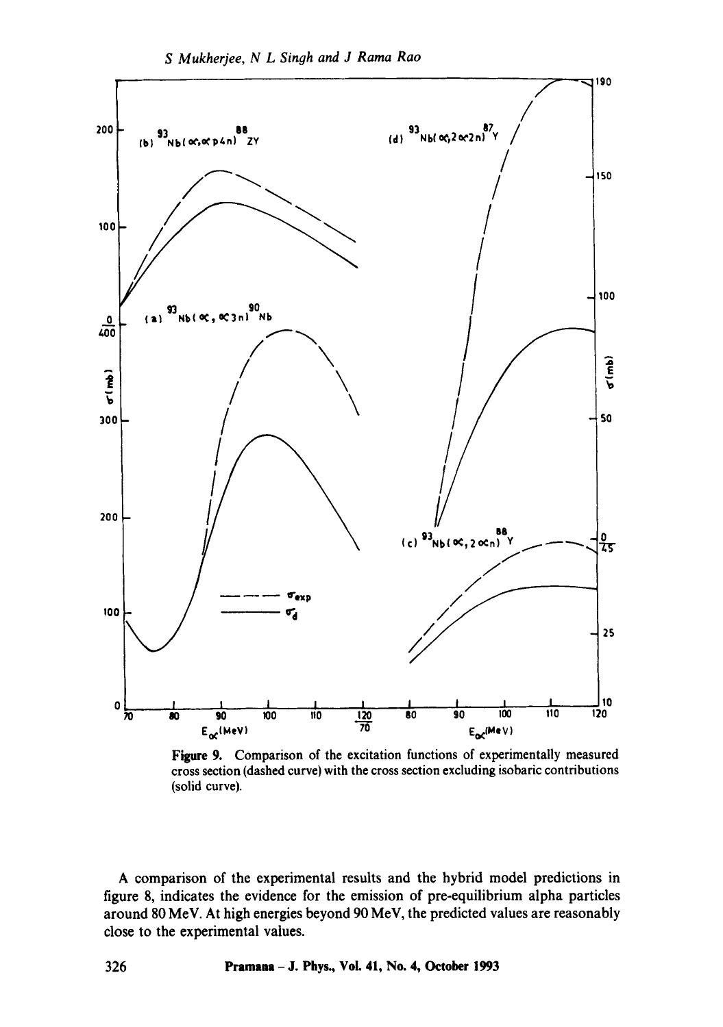**Figure 9.** Comparison of the excitation functions of experimentally measured cross section (dashed curve) with the cross section excluding isobaric contributions (solid curve).

A comparison of the experimental results and the hybrid model predictions in figure 8, indicates the evidence for the emission of pre-equilibrium alpha particles around 80 MeV. At high energies beyond 90 MeV, the predicted values are reasonably close to the experimental values.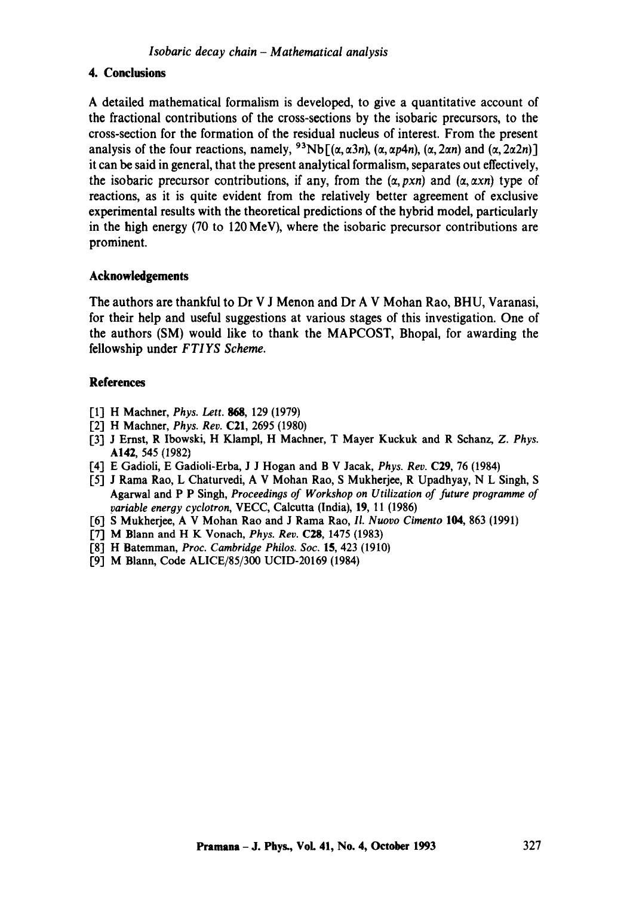## 4. Conclusions

A detailed mathematical formalism is developed, to give a quantitative account of the fractional contributions of the cross-sections by the isobaric precursors, to the cross-section for the formation of the residual nucleus of interest. From the present analysis of the four reactions, namely, $^{93}$Nb[$(\alpha, \alpha 3n)$, $(\alpha, \alpha p4n)$, $(\alpha, 2\alpha n)$ and $(\alpha, 2\alpha 2n)$] it can be said in general, that the present analytical formalism, separates out effectively, the isobaric precursor contributions, if any, from the $(\alpha, pxn)$ and $(\alpha, \alpha xn)$ type of reactions, as it is quite evident from the relatively better agreement of exclusive experimental results with the theoretical predictions of the hybrid model, particularly in the high energy (70 to 120 MeV), where the isobaric precursor contributions are prominent.

### Acknowledgements

The authors are thankful to Dr V J Menon and Dr A V Mohan Rao, BHU, Varanasi, for their help and useful suggestions at various stages of this investigation. One of the authors (SM) would like to thank the MAPCOST, Bhopal, for awarding the fellowship under *FTIYS Scheme*.

### References

[1] H Machner, *Phys. Lett.* **868**, 129 (1979)
[2] H Machner, *Phys. Rev.* **C21**, 2695 (1980)
[3] J Ernst, R Ibowski, H Klampl, H Machner, T Mayer Kuckuk and R Schanz, *Z. Phys.* **A142**, 545 (1982)
[4] E Gadioli, E Gadioli-Erba, J J Hogan and B V Jacak, *Phys. Rev.* **C29**, 76 (1984)
[5] J Rama Rao, L Chaturvedi, A V Mohan Rao, S Mukherjee, R Upadhyay, N L Singh, S Agarwal and P P Singh, *Proceedings of Workshop on Utilization of future programme of variable energy cyclotron*, VECC, Calcutta (India), **19**, 11 (1986)
[6] S Mukherjee, A V Mohan Rao and J Rama Rao, *Il. Nuovo Cimento* **104**, 863 (1991)
[7] M Blann and H K Vonach, *Phys. Rev.* **C28**, 1475 (1983)
[8] H Batemman, *Proc. Cambridge Philos. Soc.* **15**, 423 (1910)
[9] M Blann, Code ALICE/85/300 UCID-20169 (1984)